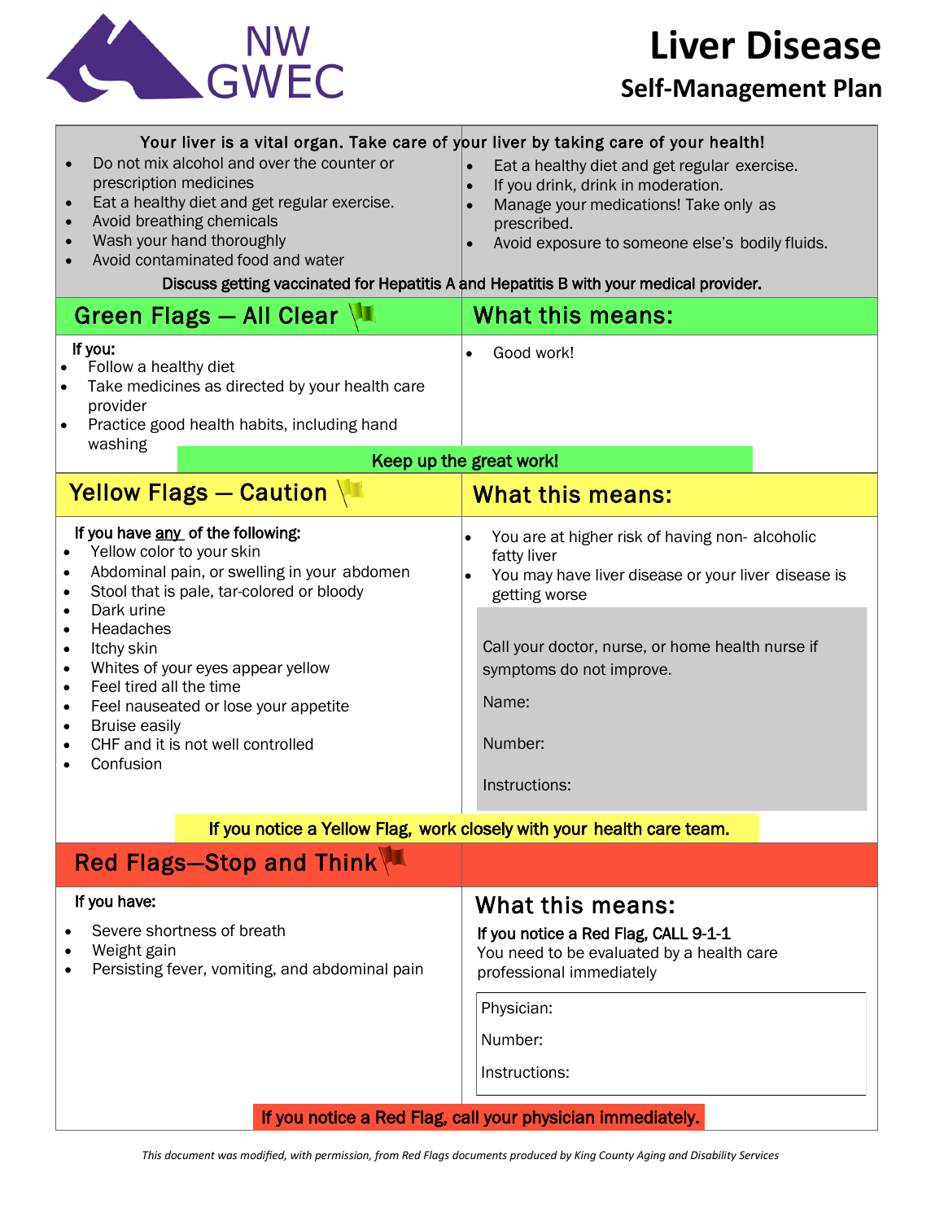NW GWEC

# Liver Disease

## Self-Management Plan

**Your liver is a vital organ. Take care of your liver by taking care of your health!**

- Do not mix alcohol and over the counter or prescription medicines
- Eat a healthy diet and get regular exercise.
- Avoid breathing chemicals
- Wash your hand thoroughly
- Avoid contaminated food and water
- Eat a healthy diet and get regular exercise.
- If you drink, drink in moderation.
- Manage your medications! Take only as prescribed.
- Avoid exposure to someone else's bodily fluids.

**Discuss getting vaccinated for Hepatitis A and Hepatitis B with your medical provider.**

## Green Flags — All Clear

**If you:**

- Follow a healthy diet
- Take medicines as directed by your health care provider
- Practice good health habits, including hand washing

**What this means:**

- Good work!

**Keep up the great work!**

## Yellow Flags — Caution

**If you have any of the following:**

- Yellow color to your skin
- Abdominal pain, or swelling in your abdomen
- Stool that is pale, tar-colored or bloody
- Dark urine
- Headaches
- Itchy skin
- Whites of your eyes appear yellow
- Feel tired all the time
- Feel nauseated or lose your appetite
- Bruise easily
- CHF and it is not well controlled
- Confusion

**What this means:**

- You are at higher risk of having non- alcoholic fatty liver
- You may have liver disease or your liver disease is getting worse

Call your doctor, nurse, or home health nurse if symptoms do not improve.

Name:

Number:

Instructions:

**If you notice a Yellow Flag, work closely with your health care team.**

## Red Flags—Stop and Think

**If you have:**

- Severe shortness of breath
- Weight gain
- Persisting fever, vomiting, and abdominal pain

**What this means:**

**If you notice a Red Flag, CALL 9-1-1**
You need to be evaluated by a health care professional immediately

Physician:

Number:

Instructions:

**If you notice a Red Flag, call your physician immediately.**

*This document was modified, with permission, from Red Flags documents produced by King County Aging and Disability Services*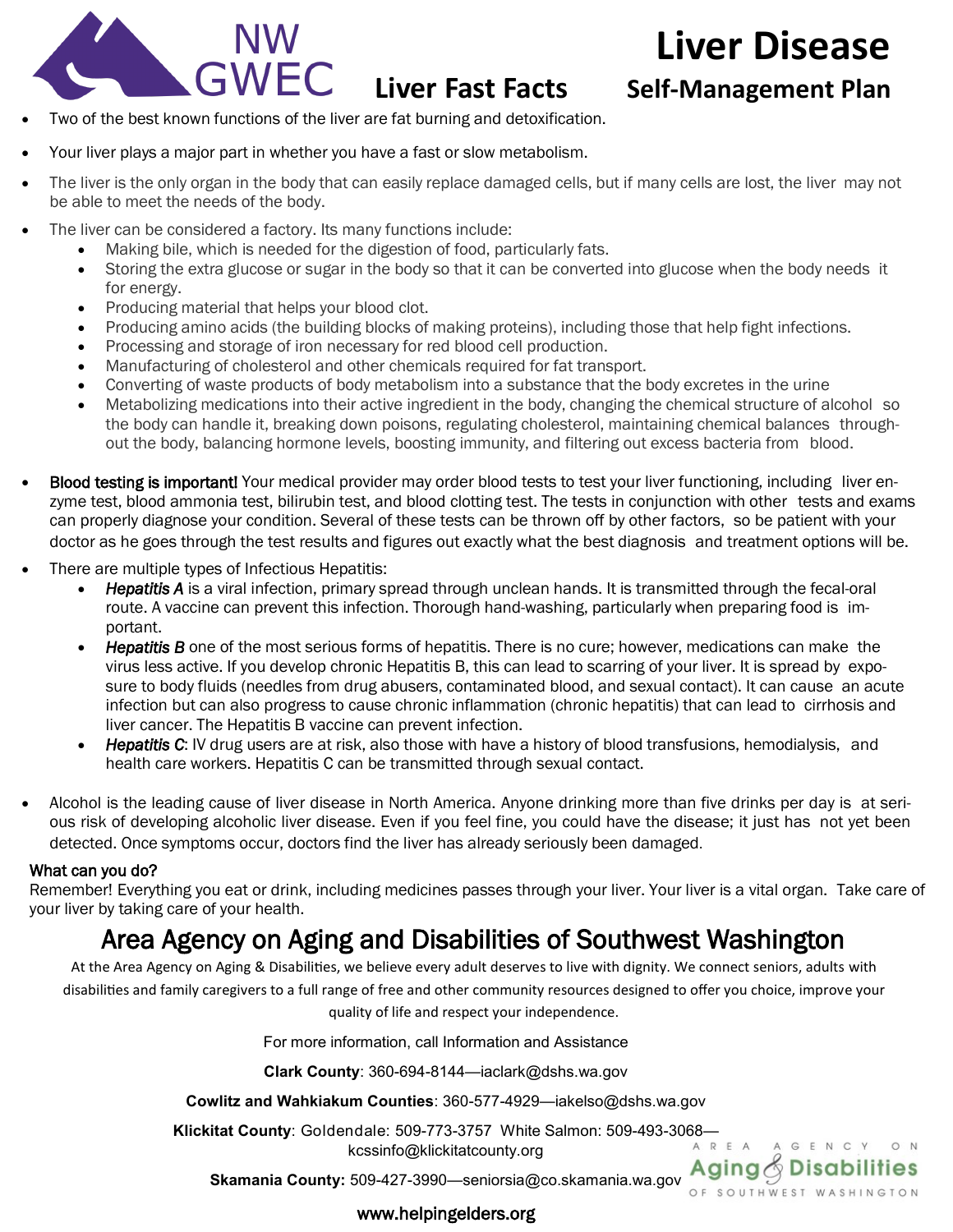NW GWEC

# Liver Disease Self-Management Plan

## Liver Fast Facts

- Two of the best known functions of the liver are fat burning and detoxification.
- Your liver plays a major part in whether you have a fast or slow metabolism.
- The liver is the only organ in the body that can easily replace damaged cells, but if many cells are lost, the liver may not be able to meet the needs of the body.
- The liver can be considered a factory. Its many functions include:
  - Making bile, which is needed for the digestion of food, particularly fats.
  - Storing the extra glucose or sugar in the body so that it can be converted into glucose when the body needs it for energy.
  - Producing material that helps your blood clot.
  - Producing amino acids (the building blocks of making proteins), including those that help fight infections.
  - Processing and storage of iron necessary for red blood cell production.
  - Manufacturing of cholesterol and other chemicals required for fat transport.
  - Converting of waste products of body metabolism into a substance that the body excretes in the urine
  - Metabolizing medications into their active ingredient in the body, changing the chemical structure of alcohol so the body can handle it, breaking down poisons, regulating cholesterol, maintaining chemical balances throughout the body, balancing hormone levels, boosting immunity, and filtering out excess bacteria from blood.
- Blood testing is important! Your medical provider may order blood tests to test your liver functioning, including liver enzyme test, blood ammonia test, bilirubin test, and blood clotting test. The tests in conjunction with other tests and exams can properly diagnose your condition. Several of these tests can be thrown off by other factors, so be patient with your doctor as he goes through the test results and figures out exactly what the best diagnosis and treatment options will be.
- There are multiple types of Infectious Hepatitis:
  - *Hepatitis A* is a viral infection, primary spread through unclean hands. It is transmitted through the fecal-oral route. A vaccine can prevent this infection. Thorough hand-washing, particularly when preparing food is important.
  - *Hepatitis B* one of the most serious forms of hepatitis. There is no cure; however, medications can make the virus less active. If you develop chronic Hepatitis B, this can lead to scarring of your liver. It is spread by exposure to body fluids (needles from drug abusers, contaminated blood, and sexual contact). It can cause an acute infection but can also progress to cause chronic inflammation (chronic hepatitis) that can lead to cirrhosis and liver cancer. The Hepatitis B vaccine can prevent infection.
  - *Hepatitis C*: IV drug users are at risk, also those with have a history of blood transfusions, hemodialysis, and health care workers. Hepatitis C can be transmitted through sexual contact.
- Alcohol is the leading cause of liver disease in North America. Anyone drinking more than five drinks per day is at serious risk of developing alcoholic liver disease. Even if you feel fine, you could have the disease; it just has not yet been detected. Once symptoms occur, doctors find the liver has already seriously been damaged.

### What can you do?

Remember! Everything you eat or drink, including medicines passes through your liver. Your liver is a vital organ. Take care of your liver by taking care of your health.

## Area Agency on Aging and Disabilities of Southwest Washington

At the Area Agency on Aging & Disabilities, we believe every adult deserves to live with dignity. We connect seniors, adults with disabilities and family caregivers to a full range of free and other community resources designed to offer you choice, improve your quality of life and respect your independence.

For more information, call Information and Assistance

**Clark County**: 360-694-8144—iaclark@dshs.wa.gov

**Cowlitz and Wahkiakum Counties**: 360-577-4929—iakelso@dshs.wa.gov

**Klickitat County**: Goldendale: 509-773-3757 White Salmon: 509-493-3068—kcssinfo@klickitatcounty.org

**Skamania County:** 509-427-3990—seniorsia@co.skamania.wa.gov

Area Agency on Aging & Disabilities of Southwest Washington

www.helpingelders.org